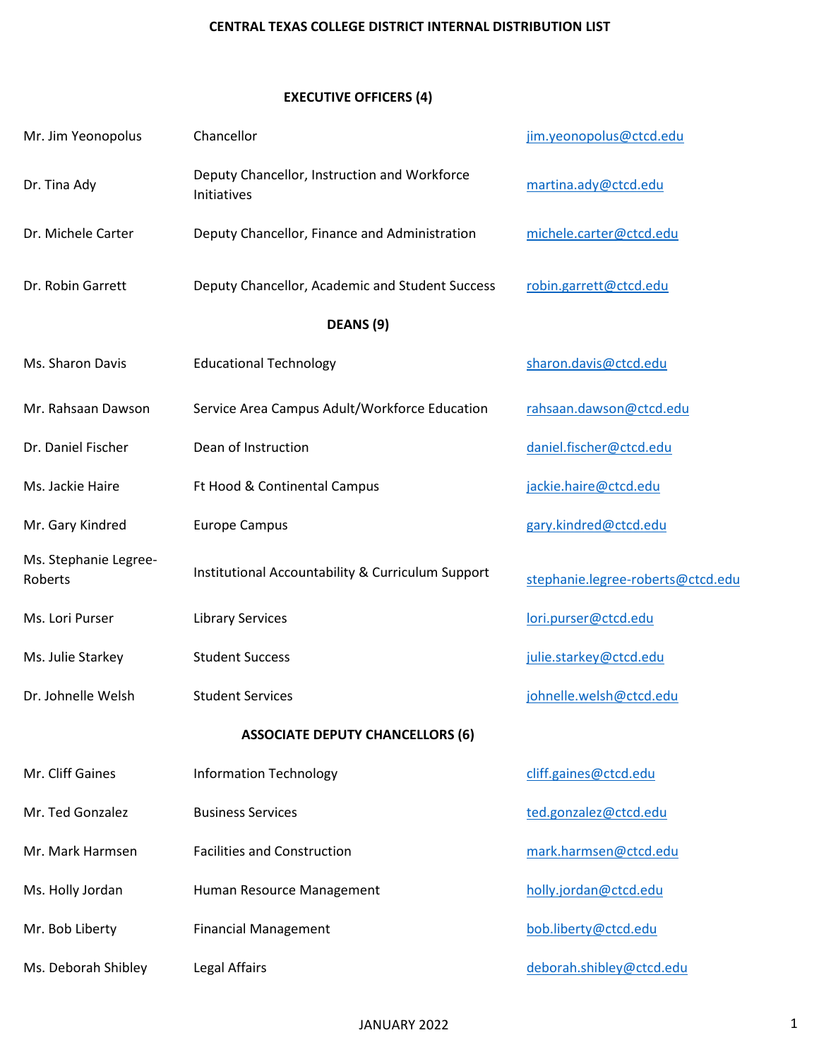# CENTRAL TEXAS COLLEGE DISTRICT INTERNAL DISTRIBUTION LIST

## EXECUTIVE OFFICERS (4)

| | | |
|---|---|---|
| Mr. Jim Yeonopolus | Chancellor | jim.yeonopolus@ctcd.edu |
| Dr. Tina Ady | Deputy Chancellor, Instruction and Workforce Initiatives | martina.ady@ctcd.edu |
| Dr. Michele Carter | Deputy Chancellor, Finance and Administration | michele.carter@ctcd.edu |
| Dr. Robin Garrett | Deputy Chancellor, Academic and Student Success | robin.garrett@ctcd.edu |

## DEANS (9)

| | | |
|---|---|---|
| Ms. Sharon Davis | Educational Technology | sharon.davis@ctcd.edu |
| Mr. Rahsaan Dawson | Service Area Campus Adult/Workforce Education | rahsaan.dawson@ctcd.edu |
| Dr. Daniel Fischer | Dean of Instruction | daniel.fischer@ctcd.edu |
| Ms. Jackie Haire | Ft Hood & Continental Campus | jackie.haire@ctcd.edu |
| Mr. Gary Kindred | Europe Campus | gary.kindred@ctcd.edu |
| Ms. Stephanie Legree-Roberts | Institutional Accountability & Curriculum Support | stephanie.legree-roberts@ctcd.edu |
| Ms. Lori Purser | Library Services | lori.purser@ctcd.edu |
| Ms. Julie Starkey | Student Success | julie.starkey@ctcd.edu |
| Dr. Johnelle Welsh | Student Services | johnelle.welsh@ctcd.edu |

## ASSOCIATE DEPUTY CHANCELLORS (6)

| | | |
|---|---|---|
| Mr. Cliff Gaines | Information Technology | cliff.gaines@ctcd.edu |
| Mr. Ted Gonzalez | Business Services | ted.gonzalez@ctcd.edu |
| Mr. Mark Harmsen | Facilities and Construction | mark.harmsen@ctcd.edu |
| Ms. Holly Jordan | Human Resource Management | holly.jordan@ctcd.edu |
| Mr. Bob Liberty | Financial Management | bob.liberty@ctcd.edu |
| Ms. Deborah Shibley | Legal Affairs | deborah.shibley@ctcd.edu |

JANUARY 2022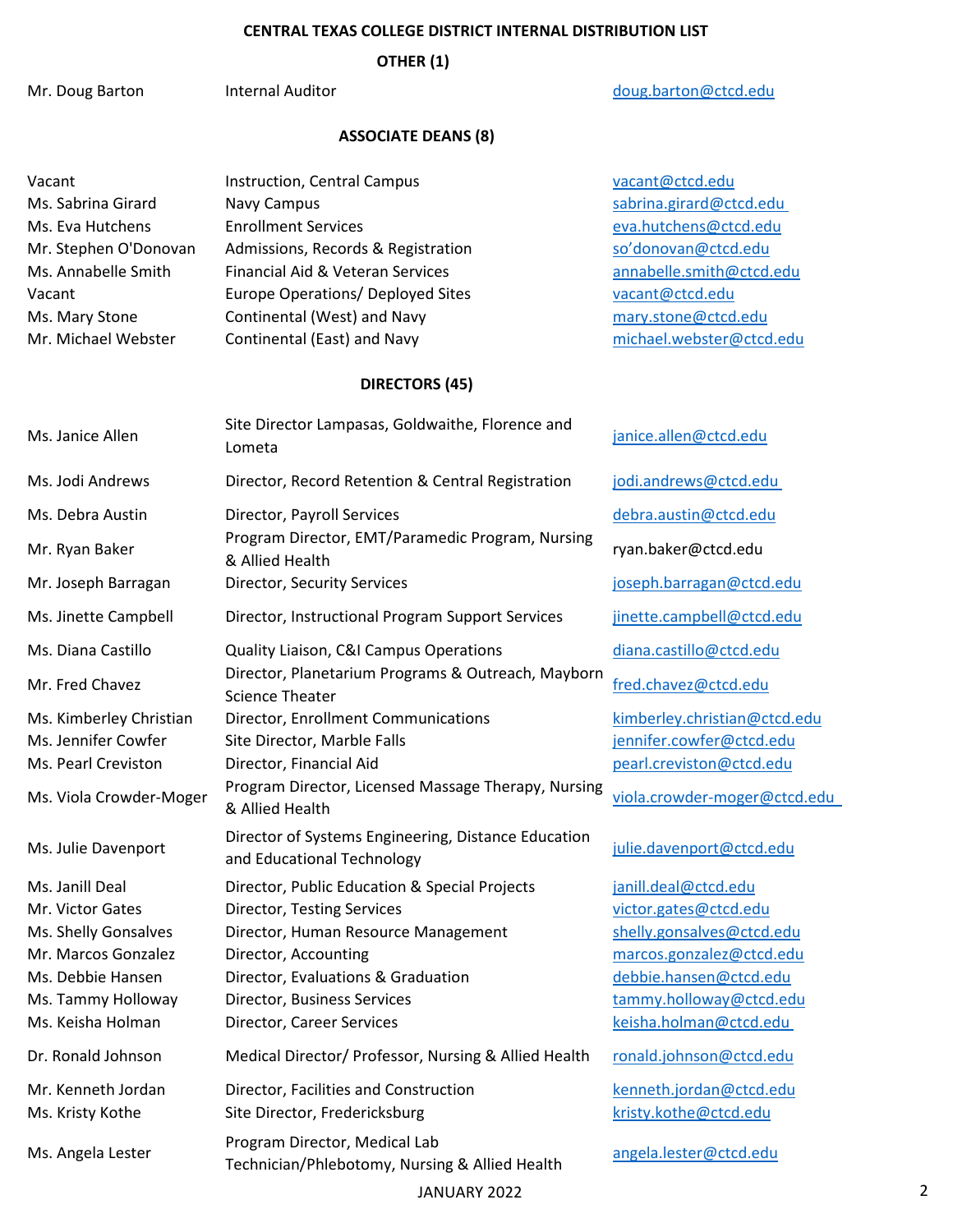# CENTRAL TEXAS COLLEGE DISTRICT INTERNAL DISTRIBUTION LIST

## OTHER (1)

| | | |
|---|---|---|
| Mr. Doug Barton | Internal Auditor | doug.barton@ctcd.edu |

## ASSOCIATE DEANS (8)

| | | |
|---|---|---|
| Vacant | Instruction, Central Campus | vacant@ctcd.edu |
| Ms. Sabrina Girard | Navy Campus | sabrina.girard@ctcd.edu |
| Ms. Eva Hutchens | Enrollment Services | eva.hutchens@ctcd.edu |
| Mr. Stephen O'Donovan | Admissions, Records & Registration | so'donovan@ctcd.edu |
| Ms. Annabelle Smith | Financial Aid & Veteran Services | annabelle.smith@ctcd.edu |
| Vacant | Europe Operations/ Deployed Sites | vacant@ctcd.edu |
| Ms. Mary Stone | Continental (West) and Navy | mary.stone@ctcd.edu |
| Mr. Michael Webster | Continental (East) and Navy | michael.webster@ctcd.edu |

## DIRECTORS (45)

| | | |
|---|---|---|
| Ms. Janice Allen | Site Director Lampasas, Goldwaithe, Florence and Lometa | janice.allen@ctcd.edu |
| Ms. Jodi Andrews | Director, Record Retention & Central Registration | jodi.andrews@ctcd.edu |
| Ms. Debra Austin | Director, Payroll Services | debra.austin@ctcd.edu |
| Mr. Ryan Baker | Program Director, EMT/Paramedic Program, Nursing & Allied Health | ryan.baker@ctcd.edu |
| Mr. Joseph Barragan | Director, Security Services | joseph.barragan@ctcd.edu |
| Ms. Jinette Campbell | Director, Instructional Program Support Services | jinette.campbell@ctcd.edu |
| Ms. Diana Castillo | Quality Liaison, C&I Campus Operations | diana.castillo@ctcd.edu |
| Mr. Fred Chavez | Director, Planetarium Programs & Outreach, Mayborn Science Theater | fred.chavez@ctcd.edu |
| Ms. Kimberley Christian | Director, Enrollment Communications | kimberley.christian@ctcd.edu |
| Ms. Jennifer Cowfer | Site Director, Marble Falls | jennifer.cowfer@ctcd.edu |
| Ms. Pearl Creviston | Director, Financial Aid | pearl.creviston@ctcd.edu |
| Ms. Viola Crowder-Moger | Program Director, Licensed Massage Therapy, Nursing & Allied Health | viola.crowder-moger@ctcd.edu |
| Ms. Julie Davenport | Director of Systems Engineering, Distance Education and Educational Technology | julie.davenport@ctcd.edu |
| Ms. Janill Deal | Director, Public Education & Special Projects | janill.deal@ctcd.edu |
| Mr. Victor Gates | Director, Testing Services | victor.gates@ctcd.edu |
| Ms. Shelly Gonsalves | Director, Human Resource Management | shelly.gonsalves@ctcd.edu |
| Mr. Marcos Gonzalez | Director, Accounting | marcos.gonzalez@ctcd.edu |
| Ms. Debbie Hansen | Director, Evaluations & Graduation | debbie.hansen@ctcd.edu |
| Ms. Tammy Holloway | Director, Business Services | tammy.holloway@ctcd.edu |
| Ms. Keisha Holman | Director, Career Services | keisha.holman@ctcd.edu |
| Dr. Ronald Johnson | Medical Director/ Professor, Nursing & Allied Health | ronald.johnson@ctcd.edu |
| Mr. Kenneth Jordan | Director, Facilities and Construction | kenneth.jordan@ctcd.edu |
| Ms. Kristy Kothe | Site Director, Fredericksburg | kristy.kothe@ctcd.edu |
| Ms. Angela Lester | Program Director, Medical Lab Technician/Phlebotomy, Nursing & Allied Health | angela.lester@ctcd.edu |

JANUARY 2022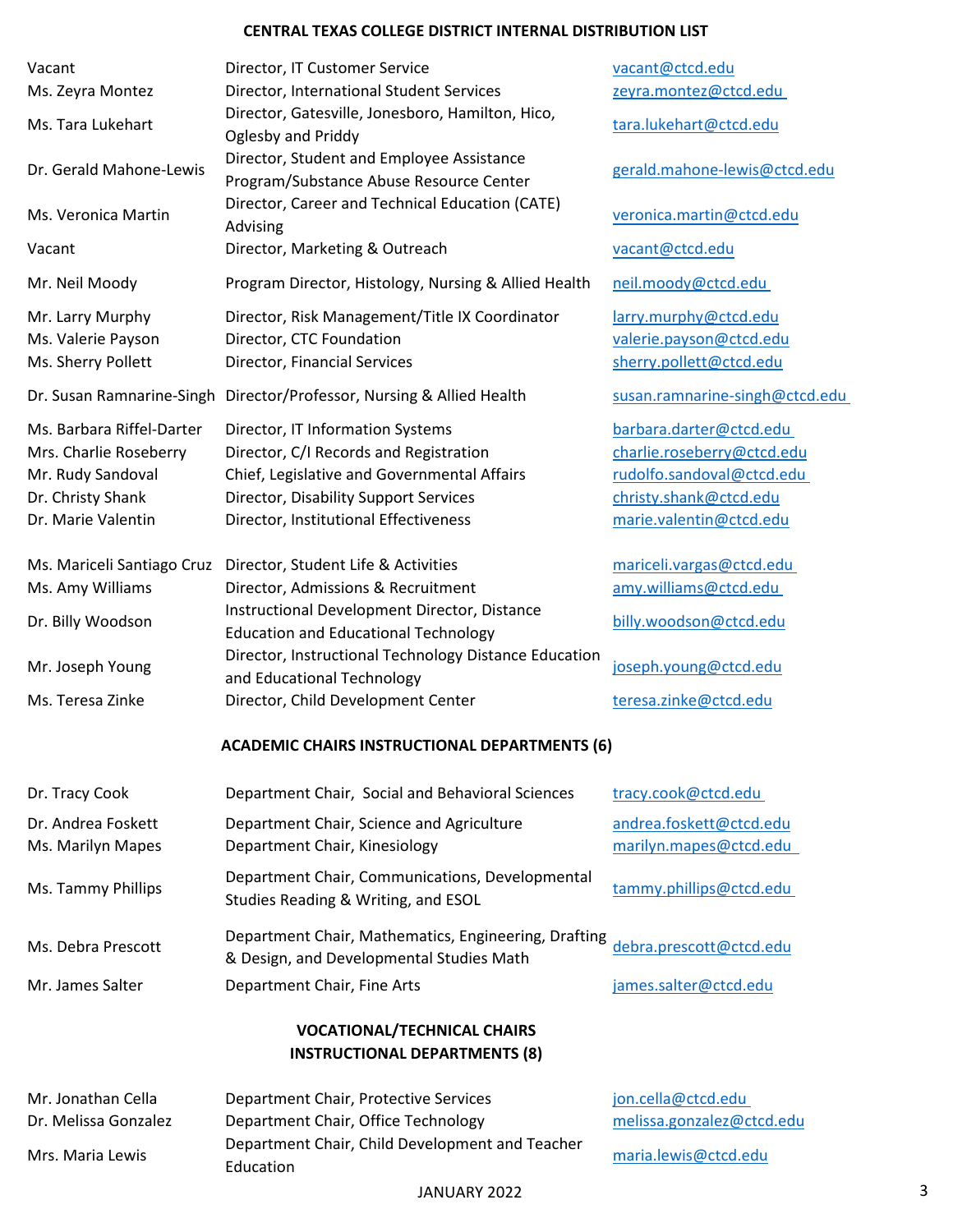## CENTRAL TEXAS COLLEGE DISTRICT INTERNAL DISTRIBUTION LIST

| | | |
|---|---|---|
| Vacant | Director, IT Customer Service | vacant@ctcd.edu |
| Ms. Zeyra Montez | Director, International Student Services | zeyra.montez@ctcd.edu |
| Ms. Tara Lukehart | Director, Gatesville, Jonesboro, Hamilton, Hico, Oglesby and Priddy | tara.lukehart@ctcd.edu |
| Dr. Gerald Mahone-Lewis | Director, Student and Employee Assistance Program/Substance Abuse Resource Center | gerald.mahone-lewis@ctcd.edu |
| Ms. Veronica Martin | Director, Career and Technical Education (CATE) Advising | veronica.martin@ctcd.edu |
| Vacant | Director, Marketing & Outreach | vacant@ctcd.edu |
| Mr. Neil Moody | Program Director, Histology, Nursing & Allied Health | neil.moody@ctcd.edu |
| Mr. Larry Murphy | Director, Risk Management/Title IX Coordinator | larry.murphy@ctcd.edu |
| Ms. Valerie Payson | Director, CTC Foundation | valerie.payson@ctcd.edu |
| Ms. Sherry Pollett | Director, Financial Services | sherry.pollett@ctcd.edu |
| Dr. Susan Ramnarine-Singh | Director/Professor, Nursing & Allied Health | susan.ramnarine-singh@ctcd.edu |
| Ms. Barbara Riffel-Darter | Director, IT Information Systems | barbara.darter@ctcd.edu |
| Mrs. Charlie Roseberry | Director, C/I Records and Registration | charlie.roseberry@ctcd.edu |
| Mr. Rudy Sandoval | Chief, Legislative and Governmental Affairs | rudolfo.sandoval@ctcd.edu |
| Dr. Christy Shank | Director, Disability Support Services | christy.shank@ctcd.edu |
| Dr. Marie Valentin | Director, Institutional Effectiveness | marie.valentin@ctcd.edu |
| Ms. Mariceli Santiago Cruz | Director, Student Life & Activities | mariceli.vargas@ctcd.edu |
| Ms. Amy Williams | Director, Admissions & Recruitment | amy.williams@ctcd.edu |
| Dr. Billy Woodson | Instructional Development Director, Distance Education and Educational Technology | billy.woodson@ctcd.edu |
| Mr. Joseph Young | Director, Instructional Technology Distance Education and Educational Technology | joseph.young@ctcd.edu |
| Ms. Teresa Zinke | Director, Child Development Center | teresa.zinke@ctcd.edu |

## ACADEMIC CHAIRS INSTRUCTIONAL DEPARTMENTS (6)

| | | |
|---|---|---|
| Dr. Tracy Cook | Department Chair, Social and Behavioral Sciences | tracy.cook@ctcd.edu |
| Dr. Andrea Foskett | Department Chair, Science and Agriculture | andrea.foskett@ctcd.edu |
| Ms. Marilyn Mapes | Department Chair, Kinesiology | marilyn.mapes@ctcd.edu |
| Ms. Tammy Phillips | Department Chair, Communications, Developmental Studies Reading & Writing, and ESOL | tammy.phillips@ctcd.edu |
| Ms. Debra Prescott | Department Chair, Mathematics, Engineering, Drafting & Design, and Developmental Studies Math | debra.prescott@ctcd.edu |
| Mr. James Salter | Department Chair, Fine Arts | james.salter@ctcd.edu |

## VOCATIONAL/TECHNICAL CHAIRS INSTRUCTIONAL DEPARTMENTS (8)

| | | |
|---|---|---|
| Mr. Jonathan Cella | Department Chair, Protective Services | jon.cella@ctcd.edu |
| Dr. Melissa Gonzalez | Department Chair, Office Technology | melissa.gonzalez@ctcd.edu |
| Mrs. Maria Lewis | Department Chair, Child Development and Teacher Education | maria.lewis@ctcd.edu |

JANUARY 2022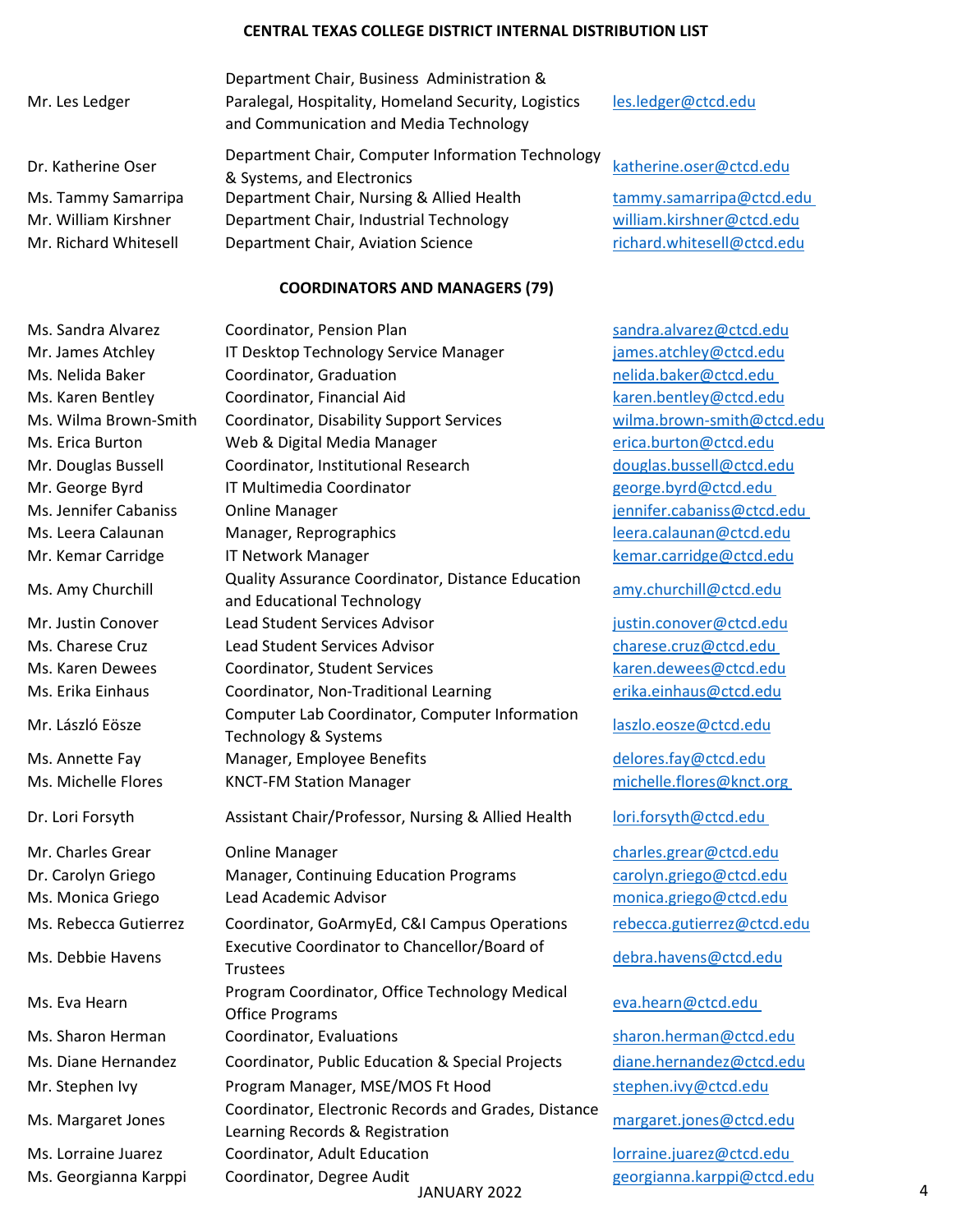**CENTRAL TEXAS COLLEGE DISTRICT INTERNAL DISTRIBUTION LIST**

| | | |
|---|---|---|
| Mr. Les Ledger | Department Chair, Business Administration & Paralegal, Hospitality, Homeland Security, Logistics and Communication and Media Technology | les.ledger@ctcd.edu |
| Dr. Katherine Oser | Department Chair, Computer Information Technology & Systems, and Electronics | katherine.oser@ctcd.edu |
| Ms. Tammy Samarripa | Department Chair, Nursing & Allied Health | tammy.samarripa@ctcd.edu |
| Mr. William Kirshner | Department Chair, Industrial Technology | william.kirshner@ctcd.edu |
| Mr. Richard Whitesell | Department Chair, Aviation Science | richard.whitesell@ctcd.edu |

## COORDINATORS AND MANAGERS (79)

| | | |
|---|---|---|
| Ms. Sandra Alvarez | Coordinator, Pension Plan | sandra.alvarez@ctcd.edu |
| Mr. James Atchley | IT Desktop Technology Service Manager | james.atchley@ctcd.edu |
| Ms. Nelida Baker | Coordinator, Graduation | nelida.baker@ctcd.edu |
| Ms. Karen Bentley | Coordinator, Financial Aid | karen.bentley@ctcd.edu |
| Ms. Wilma Brown-Smith | Coordinator, Disability Support Services | wilma.brown-smith@ctcd.edu |
| Ms. Erica Burton | Web & Digital Media Manager | erica.burton@ctcd.edu |
| Mr. Douglas Bussell | Coordinator, Institutional Research | douglas.bussell@ctcd.edu |
| Mr. George Byrd | IT Multimedia Coordinator | george.byrd@ctcd.edu |
| Ms. Jennifer Cabaniss | Online Manager | jennifer.cabaniss@ctcd.edu |
| Ms. Leera Calaunan | Manager, Reprographics | leera.calaunan@ctcd.edu |
| Mr. Kemar Carridge | IT Network Manager | kemar.carridge@ctcd.edu |
| Ms. Amy Churchill | Quality Assurance Coordinator, Distance Education and Educational Technology | amy.churchill@ctcd.edu |
| Mr. Justin Conover | Lead Student Services Advisor | justin.conover@ctcd.edu |
| Ms. Charese Cruz | Lead Student Services Advisor | charese.cruz@ctcd.edu |
| Ms. Karen Dewees | Coordinator, Student Services | karen.dewees@ctcd.edu |
| Ms. Erika Einhaus | Coordinator, Non-Traditional Learning | erika.einhaus@ctcd.edu |
| Mr. László Eösze | Computer Lab Coordinator, Computer Information Technology & Systems | laszlo.eosze@ctcd.edu |
| Ms. Annette Fay | Manager, Employee Benefits | delores.fay@ctcd.edu |
| Ms. Michelle Flores | KNCT-FM Station Manager | michelle.flores@knct.org |
| Dr. Lori Forsyth | Assistant Chair/Professor, Nursing & Allied Health | lori.forsyth@ctcd.edu |
| Mr. Charles Grear | Online Manager | charles.grear@ctcd.edu |
| Dr. Carolyn Griego | Manager, Continuing Education Programs | carolyn.griego@ctcd.edu |
| Ms. Monica Griego | Lead Academic Advisor | monica.griego@ctcd.edu |
| Ms. Rebecca Gutierrez | Coordinator, GoArmyEd, C&I Campus Operations | rebecca.gutierrez@ctcd.edu |
| Ms. Debbie Havens | Executive Coordinator to Chancellor/Board of Trustees | debra.havens@ctcd.edu |
| Ms. Eva Hearn | Program Coordinator, Office Technology Medical Office Programs | eva.hearn@ctcd.edu |
| Ms. Sharon Herman | Coordinator, Evaluations | sharon.herman@ctcd.edu |
| Ms. Diane Hernandez | Coordinator, Public Education & Special Projects | diane.hernandez@ctcd.edu |
| Mr. Stephen Ivy | Program Manager, MSE/MOS Ft Hood | stephen.ivy@ctcd.edu |
| Ms. Margaret Jones | Coordinator, Electronic Records and Grades, Distance Learning Records & Registration | margaret.jones@ctcd.edu |
| Ms. Lorraine Juarez | Coordinator, Adult Education | lorraine.juarez@ctcd.edu |
| Ms. Georgianna Karppi | Coordinator, Degree Audit | georgianna.karppi@ctcd.edu |

JANUARY 2022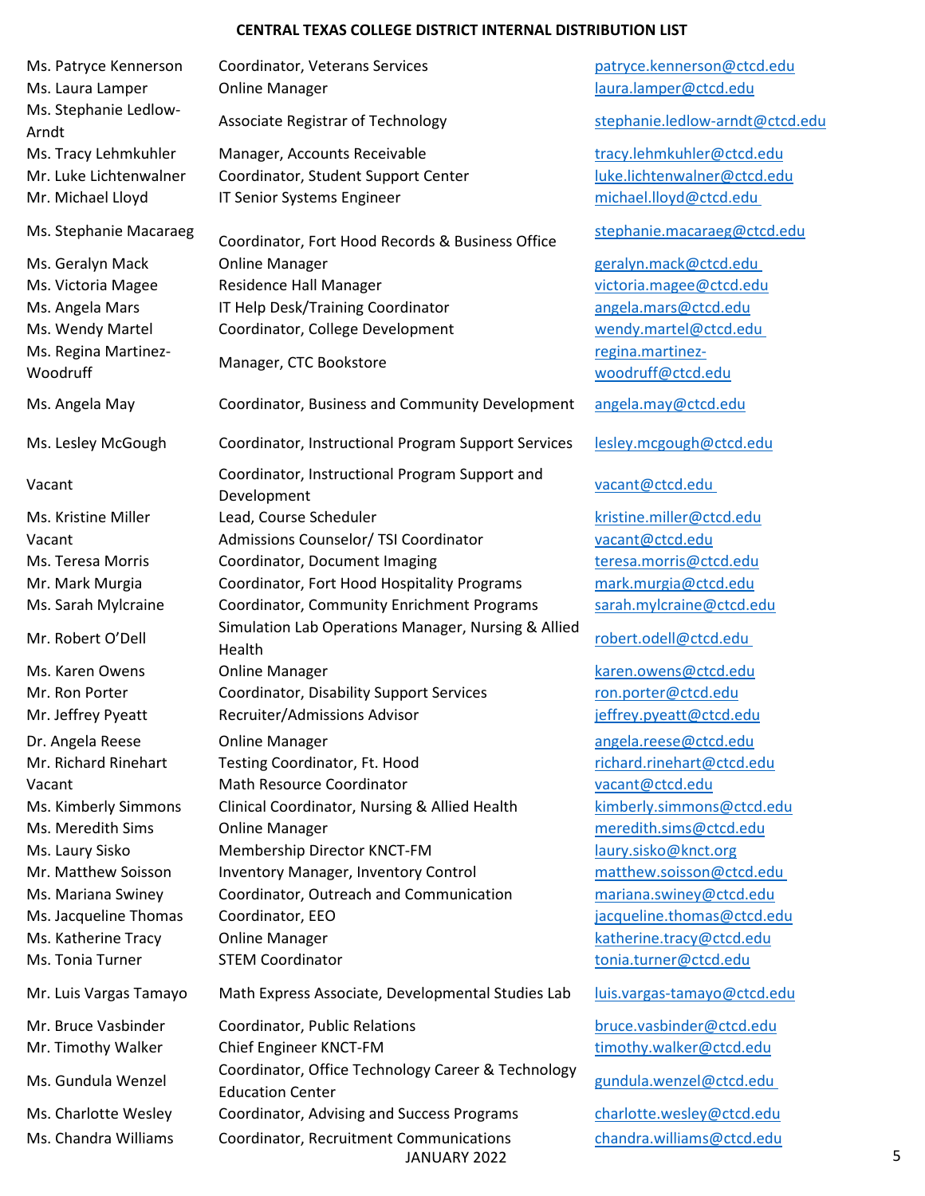# CENTRAL TEXAS COLLEGE DISTRICT INTERNAL DISTRIBUTION LIST

| | | |
|---|---|---|
| Ms. Patryce Kennerson | Coordinator, Veterans Services | patryce.kennerson@ctcd.edu |
| Ms. Laura Lamper | Online Manager | laura.lamper@ctcd.edu |
| Ms. Stephanie Ledlow-Arndt | Associate Registrar of Technology | stephanie.ledlow-arndt@ctcd.edu |
| Ms. Tracy Lehmkuhler | Manager, Accounts Receivable | tracy.lehmkuhler@ctcd.edu |
| Mr. Luke Lichtenwalner | Coordinator, Student Support Center | luke.lichtenwalner@ctcd.edu |
| Mr. Michael Lloyd | IT Senior Systems Engineer | michael.lloyd@ctcd.edu |
| Ms. Stephanie Macaraeg | Coordinator, Fort Hood Records & Business Office | stephanie.macaraeg@ctcd.edu |
| Ms. Geralyn Mack | Online Manager | geralyn.mack@ctcd.edu |
| Ms. Victoria Magee | Residence Hall Manager | victoria.magee@ctcd.edu |
| Ms. Angela Mars | IT Help Desk/Training Coordinator | angela.mars@ctcd.edu |
| Ms. Wendy Martel | Coordinator, College Development | wendy.martel@ctcd.edu |
| Ms. Regina Martinez-Woodruff | Manager, CTC Bookstore | regina.martinez-woodruff@ctcd.edu |
| Ms. Angela May | Coordinator, Business and Community Development | angela.may@ctcd.edu |
| Ms. Lesley McGough | Coordinator, Instructional Program Support Services | lesley.mcgough@ctcd.edu |
| Vacant | Coordinator, Instructional Program Support and Development | vacant@ctcd.edu |
| Ms. Kristine Miller | Lead, Course Scheduler | kristine.miller@ctcd.edu |
| Vacant | Admissions Counselor/ TSI Coordinator | vacant@ctcd.edu |
| Ms. Teresa Morris | Coordinator, Document Imaging | teresa.morris@ctcd.edu |
| Mr. Mark Murgia | Coordinator, Fort Hood Hospitality Programs | mark.murgia@ctcd.edu |
| Ms. Sarah Mylcraine | Coordinator, Community Enrichment Programs | sarah.mylcraine@ctcd.edu |
| Mr. Robert O'Dell | Simulation Lab Operations Manager, Nursing & Allied Health | robert.odell@ctcd.edu |
| Ms. Karen Owens | Online Manager | karen.owens@ctcd.edu |
| Mr. Ron Porter | Coordinator, Disability Support Services | ron.porter@ctcd.edu |
| Mr. Jeffrey Pyeatt | Recruiter/Admissions Advisor | jeffrey.pyeatt@ctcd.edu |
| Dr. Angela Reese | Online Manager | angela.reese@ctcd.edu |
| Mr. Richard Rinehart | Testing Coordinator, Ft. Hood | richard.rinehart@ctcd.edu |
| Vacant | Math Resource Coordinator | vacant@ctcd.edu |
| Ms. Kimberly Simmons | Clinical Coordinator, Nursing & Allied Health | kimberly.simmons@ctcd.edu |
| Ms. Meredith Sims | Online Manager | meredith.sims@ctcd.edu |
| Ms. Laury Sisko | Membership Director KNCT-FM | laury.sisko@knct.org |
| Mr. Matthew Soisson | Inventory Manager, Inventory Control | matthew.soisson@ctcd.edu |
| Ms. Mariana Swiney | Coordinator, Outreach and Communication | mariana.swiney@ctcd.edu |
| Ms. Jacqueline Thomas | Coordinator, EEO | jacqueline.thomas@ctcd.edu |
| Ms. Katherine Tracy | Online Manager | katherine.tracy@ctcd.edu |
| Ms. Tonia Turner | STEM Coordinator | tonia.turner@ctcd.edu |
| Mr. Luis Vargas Tamayo | Math Express Associate, Developmental Studies Lab | luis.vargas-tamayo@ctcd.edu |
| Mr. Bruce Vasbinder | Coordinator, Public Relations | bruce.vasbinder@ctcd.edu |
| Mr. Timothy Walker | Chief Engineer KNCT-FM | timothy.walker@ctcd.edu |
| Ms. Gundula Wenzel | Coordinator, Office Technology Career & Technology Education Center | gundula.wenzel@ctcd.edu |
| Ms. Charlotte Wesley | Coordinator, Advising and Success Programs | charlotte.wesley@ctcd.edu |
| Ms. Chandra Williams | Coordinator, Recruitment Communications | chandra.williams@ctcd.edu |

JANUARY 2022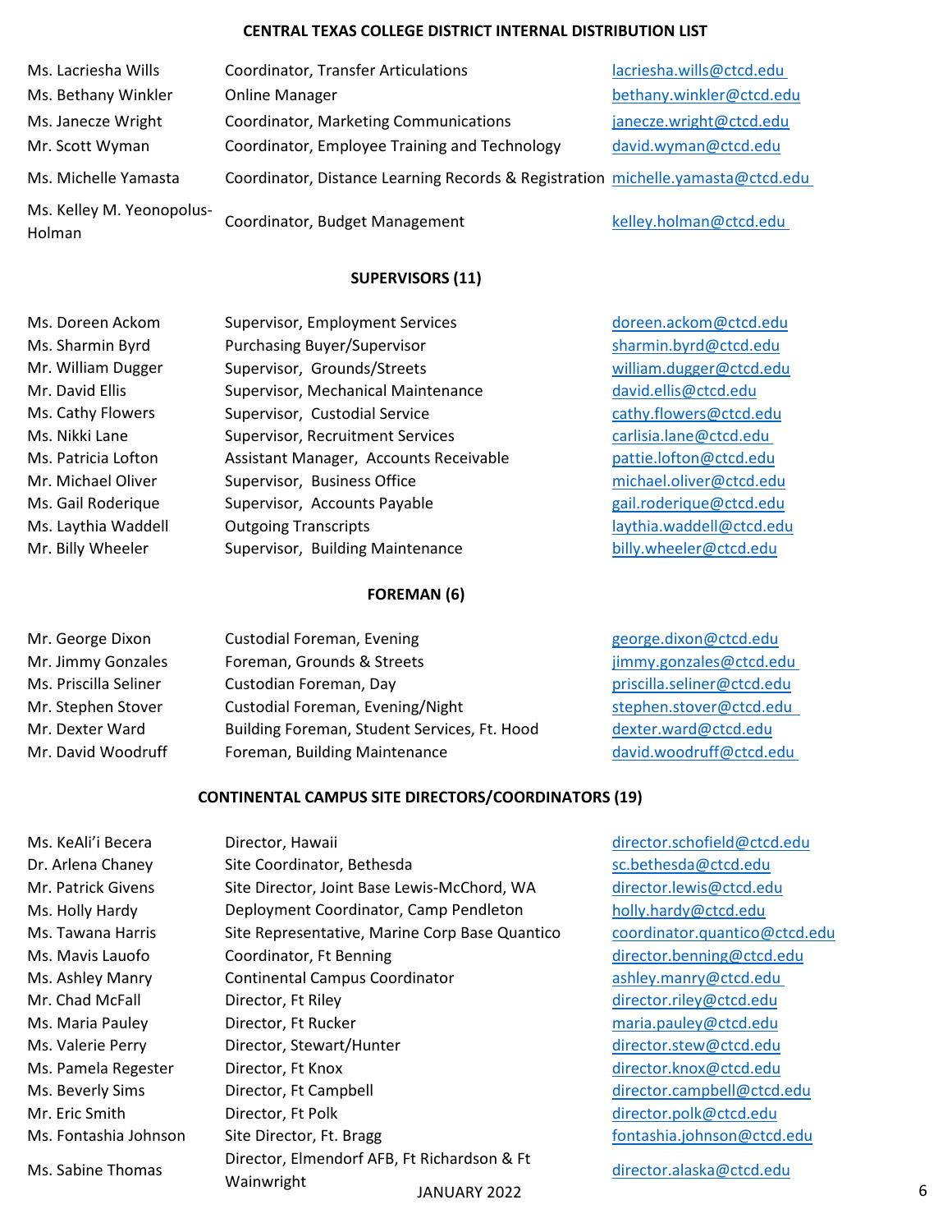## CENTRAL TEXAS COLLEGE DISTRICT INTERNAL DISTRIBUTION LIST

| | | |
|---|---|---|
| Ms. Lacriesha Wills | Coordinator, Transfer Articulations | lacriesha.wills@ctcd.edu |
| Ms. Bethany Winkler | Online Manager | bethany.winkler@ctcd.edu |
| Ms. Janecze Wright | Coordinator, Marketing Communications | janecze.wright@ctcd.edu |
| Mr. Scott Wyman | Coordinator, Employee Training and Technology | david.wyman@ctcd.edu |
| Ms. Michelle Yamasta | Coordinator, Distance Learning Records & Registration | michelle.yamasta@ctcd.edu |
| Ms. Kelley M. Yeonopolus-Holman | Coordinator, Budget Management | kelley.holman@ctcd.edu |

### SUPERVISORS (11)

| | | |
|---|---|---|
| Ms. Doreen Ackom | Supervisor, Employment Services | doreen.ackom@ctcd.edu |
| Ms. Sharmin Byrd | Purchasing Buyer/Supervisor | sharmin.byrd@ctcd.edu |
| Mr. William Dugger | Supervisor, Grounds/Streets | william.dugger@ctcd.edu |
| Mr. David Ellis | Supervisor, Mechanical Maintenance | david.ellis@ctcd.edu |
| Ms. Cathy Flowers | Supervisor, Custodial Service | cathy.flowers@ctcd.edu |
| Ms. Nikki Lane | Supervisor, Recruitment Services | carlisia.lane@ctcd.edu |
| Ms. Patricia Lofton | Assistant Manager, Accounts Receivable | pattie.lofton@ctcd.edu |
| Mr. Michael Oliver | Supervisor, Business Office | michael.oliver@ctcd.edu |
| Ms. Gail Roderique | Supervisor, Accounts Payable | gail.roderique@ctcd.edu |
| Ms. Laythia Waddell | Outgoing Transcripts | laythia.waddell@ctcd.edu |
| Mr. Billy Wheeler | Supervisor, Building Maintenance | billy.wheeler@ctcd.edu |

### FOREMAN (6)

| | | |
|---|---|---|
| Mr. George Dixon | Custodial Foreman, Evening | george.dixon@ctcd.edu |
| Mr. Jimmy Gonzales | Foreman, Grounds & Streets | jimmy.gonzales@ctcd.edu |
| Ms. Priscilla Seliner | Custodian Foreman, Day | priscilla.seliner@ctcd.edu |
| Mr. Stephen Stover | Custodial Foreman, Evening/Night | stephen.stover@ctcd.edu |
| Mr. Dexter Ward | Building Foreman, Student Services, Ft. Hood | dexter.ward@ctcd.edu |
| Mr. David Woodruff | Foreman, Building Maintenance | david.woodruff@ctcd.edu |

### CONTINENTAL CAMPUS SITE DIRECTORS/COORDINATORS (19)

| | | |
|---|---|---|
| Ms. KeAli'i Becera | Director, Hawaii | director.schofield@ctcd.edu |
| Dr. Arlena Chaney | Site Coordinator, Bethesda | sc.bethesda@ctcd.edu |
| Mr. Patrick Givens | Site Director, Joint Base Lewis-McChord, WA | director.lewis@ctcd.edu |
| Ms. Holly Hardy | Deployment Coordinator, Camp Pendleton | holly.hardy@ctcd.edu |
| Ms. Tawana Harris | Site Representative, Marine Corp Base Quantico | coordinator.quantico@ctcd.edu |
| Ms. Mavis Lauofo | Coordinator, Ft Benning | director.benning@ctcd.edu |
| Ms. Ashley Manry | Continental Campus Coordinator | ashley.manry@ctcd.edu |
| Mr. Chad McFall | Director, Ft Riley | director.riley@ctcd.edu |
| Ms. Maria Pauley | Director, Ft Rucker | maria.pauley@ctcd.edu |
| Ms. Valerie Perry | Director, Stewart/Hunter | director.stew@ctcd.edu |
| Ms. Pamela Regester | Director, Ft Knox | director.knox@ctcd.edu |
| Ms. Beverly Sims | Director, Ft Campbell | director.campbell@ctcd.edu |
| Mr. Eric Smith | Director, Ft Polk | director.polk@ctcd.edu |
| Ms. Fontashia Johnson | Site Director, Ft. Bragg | fontashia.johnson@ctcd.edu |
| Ms. Sabine Thomas | Director, Elmendorf AFB, Ft Richardson & Ft Wainwright | director.alaska@ctcd.edu |

JANUARY 2022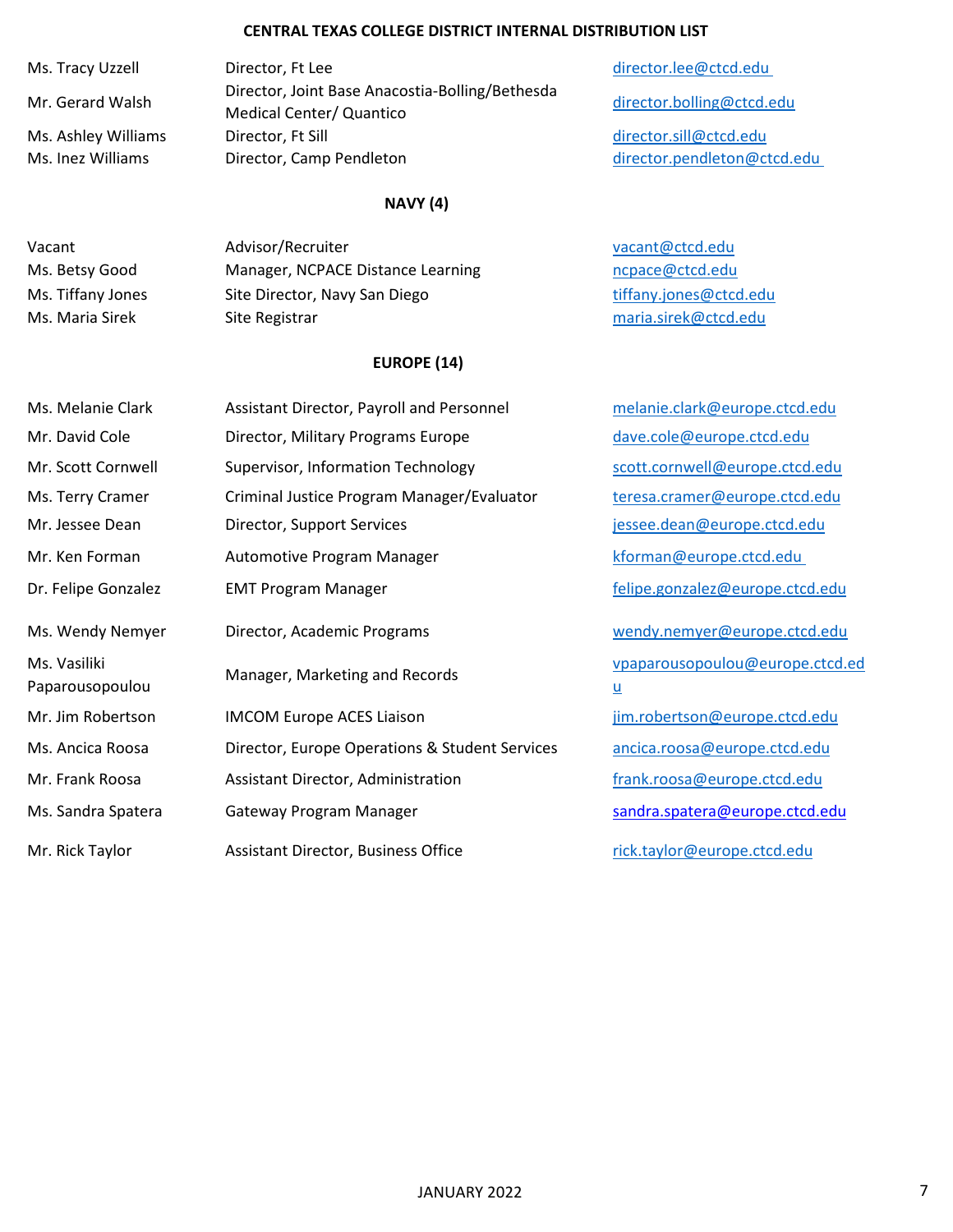**CENTRAL TEXAS COLLEGE DISTRICT INTERNAL DISTRIBUTION LIST**

| | | |
|---|---|---|
| Ms. Tracy Uzzell | Director, Ft Lee | director.lee@ctcd.edu |
| Mr. Gerard Walsh | Director, Joint Base Anacostia-Bolling/Bethesda Medical Center/ Quantico | director.bolling@ctcd.edu |
| Ms. Ashley Williams | Director, Ft Sill | director.sill@ctcd.edu |
| Ms. Inez Williams | Director, Camp Pendleton | director.pendleton@ctcd.edu |

**NAVY (4)**

| | | |
|---|---|---|
| Vacant | Advisor/Recruiter | vacant@ctcd.edu |
| Ms. Betsy Good | Manager, NCPACE Distance Learning | ncpace@ctcd.edu |
| Ms. Tiffany Jones | Site Director, Navy San Diego | tiffany.jones@ctcd.edu |
| Ms. Maria Sirek | Site Registrar | maria.sirek@ctcd.edu |

**EUROPE (14)**

| | | |
|---|---|---|
| Ms. Melanie Clark | Assistant Director, Payroll and Personnel | melanie.clark@europe.ctcd.edu |
| Mr. David Cole | Director, Military Programs Europe | dave.cole@europe.ctcd.edu |
| Mr. Scott Cornwell | Supervisor, Information Technology | scott.cornwell@europe.ctcd.edu |
| Ms. Terry Cramer | Criminal Justice Program Manager/Evaluator | teresa.cramer@europe.ctcd.edu |
| Mr. Jessee Dean | Director, Support Services | jessee.dean@europe.ctcd.edu |
| Mr. Ken Forman | Automotive Program Manager | kforman@europe.ctcd.edu |
| Dr. Felipe Gonzalez | EMT Program Manager | felipe.gonzalez@europe.ctcd.edu |
| Ms. Wendy Nemyer | Director, Academic Programs | wendy.nemyer@europe.ctcd.edu |
| Ms. Vasiliki Paparousopoulou | Manager, Marketing and Records | vpaparousopoulou@europe.ctcd.edu |
| Mr. Jim Robertson | IMCOM Europe ACES Liaison | jim.robertson@europe.ctcd.edu |
| Ms. Ancica Roosa | Director, Europe Operations & Student Services | ancica.roosa@europe.ctcd.edu |
| Mr. Frank Roosa | Assistant Director, Administration | frank.roosa@europe.ctcd.edu |
| Ms. Sandra Spatera | Gateway Program Manager | sandra.spatera@europe.ctcd.edu |
| Mr. Rick Taylor | Assistant Director, Business Office | rick.taylor@europe.ctcd.edu |

JANUARY 2022